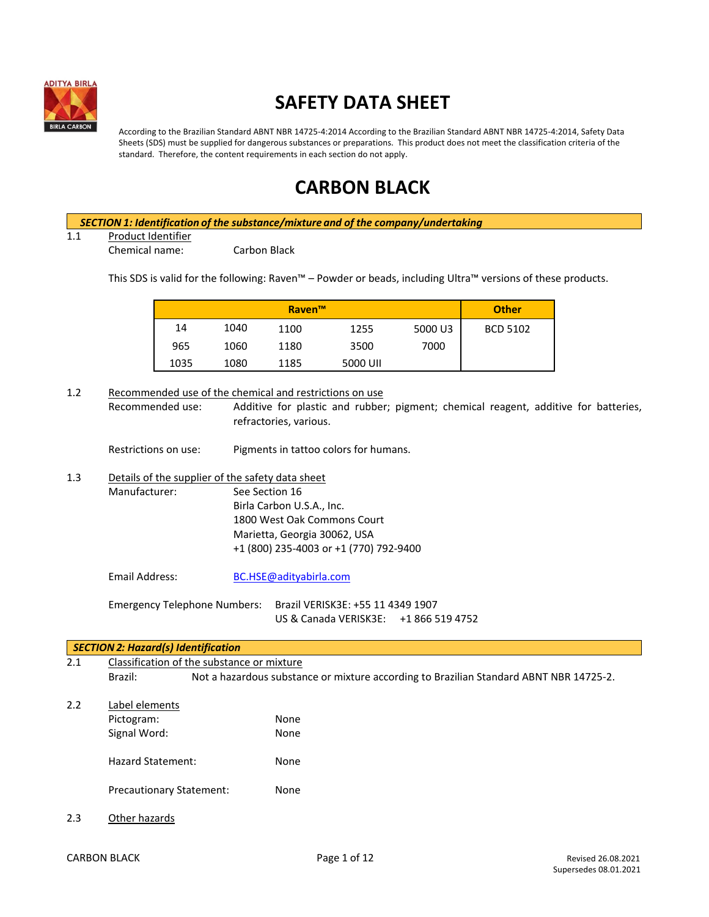# SAFETY DATA SHEET

According to the Brazilian Standard ABNT NBR 14725-4:2014 According to the Brazilian Standard ABNT NBR 14725-4:2014, Safety Data Sheets (SDS) must be supplied for dangerous substances or preparations. This product does not meet the classification criteria of the standard. Therefore, the content requirements in each section do not apply.

# CARBON BLACK

## *SECTION 1: Identification of the substance/mixture and of the company/undertaking*

1.1 Product Identifier

Chemical name: Carbon Black

This SDS is valid for the following: Raven™ – Powder or beads, including Ultra™ versions of these products.

| Raven™ | | | | | Other |
|---|---|---|---|---|---|
| 14 | 1040 | 1100 | 1255 | 5000 U3 | BCD 5102 |
| 965 | 1060 | 1180 | 3500 | 7000 | |
| 1035 | 1080 | 1185 | 5000 UII | | |

1.2 Recommended use of the chemical and restrictions on use

Recommended use: Additive for plastic and rubber; pigment; chemical reagent, additive for batteries, refractories, various.

Restrictions on use: Pigments in tattoo colors for humans.

1.3 Details of the supplier of the safety data sheet

Manufacturer: See Section 16
Birla Carbon U.S.A., Inc.
1800 West Oak Commons Court
Marietta, Georgia 30062, USA
+1 (800) 235-4003 or +1 (770) 792-9400

Email Address: BC.HSE@adityabirla.com

Emergency Telephone Numbers: Brazil VERISK3E: +55 11 4349 1907
US & Canada VERISK3E: +1 866 519 4752

## *SECTION 2: Hazard(s) Identification*

2.1 Classification of the substance or mixture

Brazil: Not a hazardous substance or mixture according to Brazilian Standard ABNT NBR 14725-2.

2.2 Label elements

Pictogram: None
Signal Word: None

Hazard Statement: None

Precautionary Statement: None

2.3 Other hazards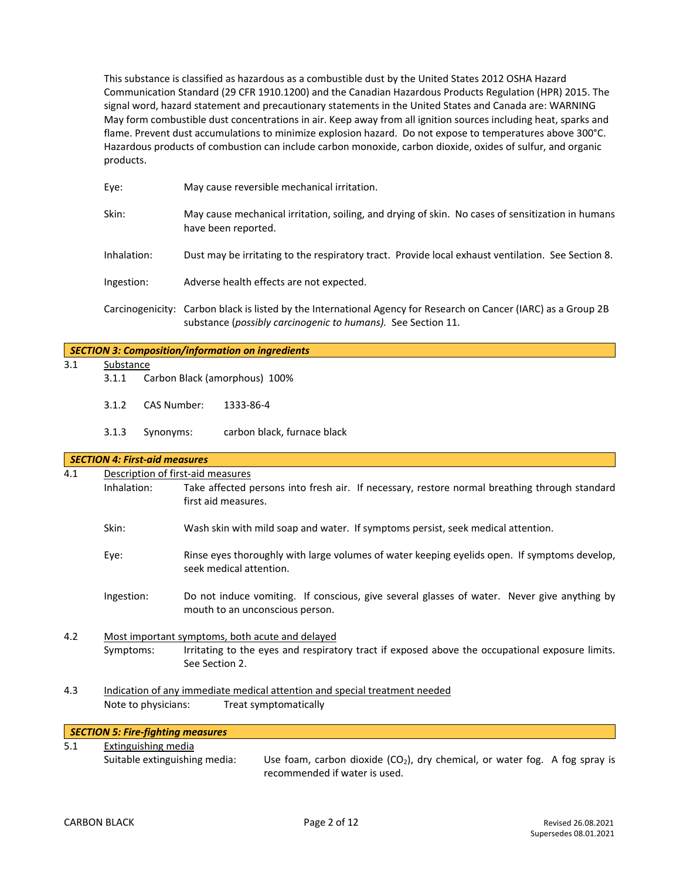This substance is classified as hazardous as a combustible dust by the United States 2012 OSHA Hazard Communication Standard (29 CFR 1910.1200) and the Canadian Hazardous Products Regulation (HPR) 2015. The signal word, hazard statement and precautionary statements in the United States and Canada are: WARNING May form combustible dust concentrations in air. Keep away from all ignition sources including heat, sparks and flame. Prevent dust accumulations to minimize explosion hazard. Do not expose to temperatures above 300°C. Hazardous products of combustion can include carbon monoxide, carbon dioxide, oxides of sulfur, and organic products.

Eye: May cause reversible mechanical irritation.

Skin: May cause mechanical irritation, soiling, and drying of skin. No cases of sensitization in humans have been reported.

Inhalation: Dust may be irritating to the respiratory tract. Provide local exhaust ventilation. See Section 8.

Ingestion: Adverse health effects are not expected.

Carcinogenicity: Carbon black is listed by the International Agency for Research on Cancer (IARC) as a Group 2B substance (*possibly carcinogenic to humans).* See Section 11.

## *SECTION 3: Composition/information on ingredients*

3.1 Substance

3.1.1 Carbon Black (amorphous) 100%

3.1.2 CAS Number: 1333-86-4

3.1.3 Synonyms: carbon black, furnace black

## *SECTION 4: First-aid measures*

4.1 Description of first-aid measures

Inhalation: Take affected persons into fresh air. If necessary, restore normal breathing through standard first aid measures.

Skin: Wash skin with mild soap and water. If symptoms persist, seek medical attention.

Eye: Rinse eyes thoroughly with large volumes of water keeping eyelids open. If symptoms develop, seek medical attention.

Ingestion: Do not induce vomiting. If conscious, give several glasses of water. Never give anything by mouth to an unconscious person.

4.2 Most important symptoms, both acute and delayed

Symptoms: Irritating to the eyes and respiratory tract if exposed above the occupational exposure limits. See Section 2.

4.3 Indication of any immediate medical attention and special treatment needed

Note to physicians: Treat symptomatically

## *SECTION 5: Fire-fighting measures*

5.1 Extinguishing media

Suitable extinguishing media: Use foam, carbon dioxide ($CO_2$), dry chemical, or water fog. A fog spray is recommended if water is used.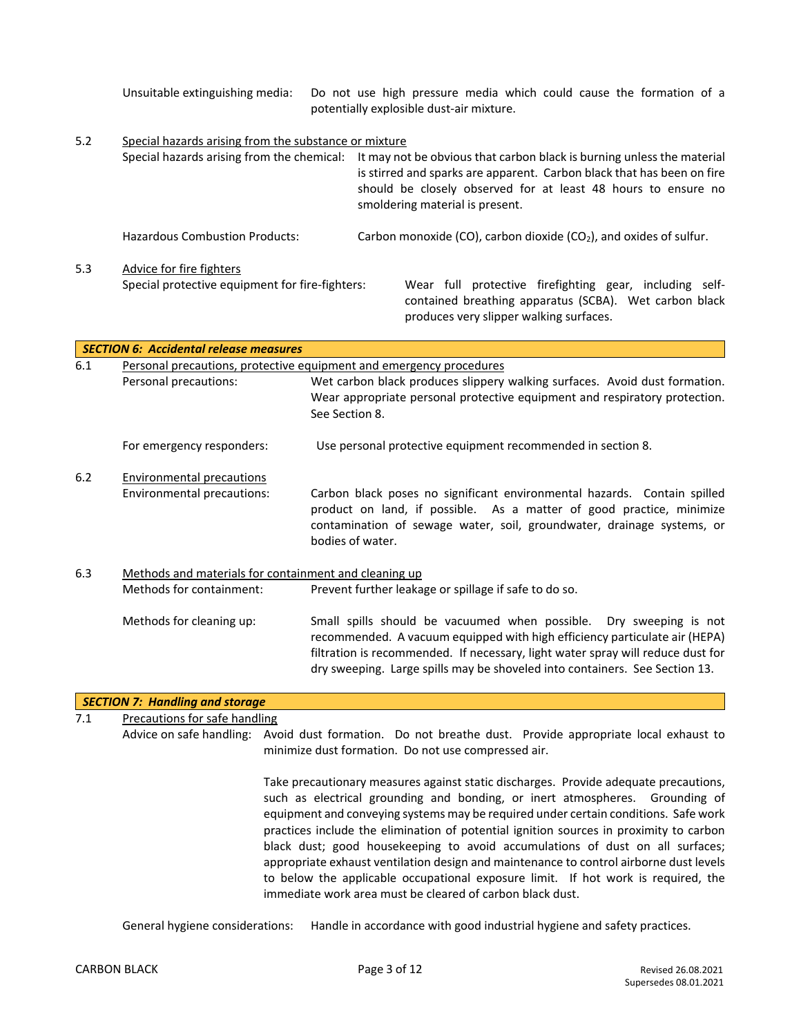Unsuitable extinguishing media: Do not use high pressure media which could cause the formation of a potentially explosible dust-air mixture.

5.2 Special hazards arising from the substance or mixture

Special hazards arising from the chemical: It may not be obvious that carbon black is burning unless the material is stirred and sparks are apparent. Carbon black that has been on fire should be closely observed for at least 48 hours to ensure no smoldering material is present.

Hazardous Combustion Products: Carbon monoxide (CO), carbon dioxide ($CO_2$), and oxides of sulfur.

5.3 Advice for fire fighters

Special protective equipment for fire-fighters: Wear full protective firefighting gear, including self-contained breathing apparatus (SCBA). Wet carbon black produces very slipper walking surfaces.

## *SECTION 6: Accidental release measures*

6.1 Personal precautions, protective equipment and emergency procedures

Personal precautions: Wet carbon black produces slippery walking surfaces. Avoid dust formation. Wear appropriate personal protective equipment and respiratory protection. See Section 8.

For emergency responders: Use personal protective equipment recommended in section 8.

6.2 Environmental precautions

Environmental precautions: Carbon black poses no significant environmental hazards. Contain spilled product on land, if possible. As a matter of good practice, minimize contamination of sewage water, soil, groundwater, drainage systems, or bodies of water.

6.3 Methods and materials for containment and cleaning up

Methods for containment: Prevent further leakage or spillage if safe to do so.

Methods for cleaning up: Small spills should be vacuumed when possible. Dry sweeping is not recommended. A vacuum equipped with high efficiency particulate air (HEPA) filtration is recommended. If necessary, light water spray will reduce dust for dry sweeping. Large spills may be shoveled into containers. See Section 13.

## *SECTION 7: Handling and storage*

7.1 Precautions for safe handling

Advice on safe handling: Avoid dust formation. Do not breathe dust. Provide appropriate local exhaust to minimize dust formation. Do not use compressed air.

Take precautionary measures against static discharges. Provide adequate precautions, such as electrical grounding and bonding, or inert atmospheres. Grounding of equipment and conveying systems may be required under certain conditions. Safe work practices include the elimination of potential ignition sources in proximity to carbon black dust; good housekeeping to avoid accumulations of dust on all surfaces; appropriate exhaust ventilation design and maintenance to control airborne dust levels to below the applicable occupational exposure limit. If hot work is required, the immediate work area must be cleared of carbon black dust.

General hygiene considerations: Handle in accordance with good industrial hygiene and safety practices.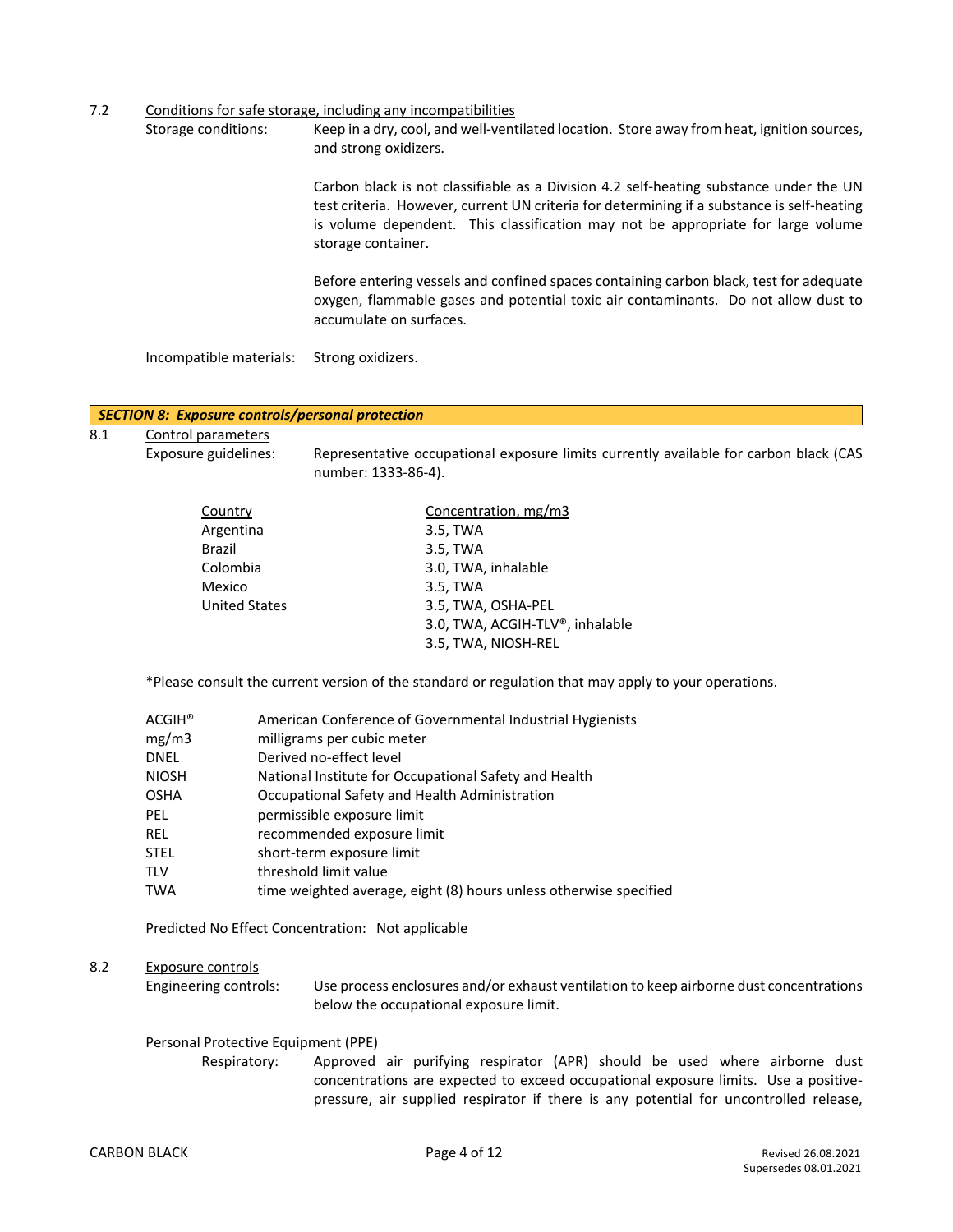7.2 Conditions for safe storage, including any incompatibilities

Storage conditions: Keep in a dry, cool, and well-ventilated location. Store away from heat, ignition sources, and strong oxidizers.

Carbon black is not classifiable as a Division 4.2 self-heating substance under the UN test criteria. However, current UN criteria for determining if a substance is self-heating is volume dependent. This classification may not be appropriate for large volume storage container.

Before entering vessels and confined spaces containing carbon black, test for adequate oxygen, flammable gases and potential toxic air contaminants. Do not allow dust to accumulate on surfaces.

Incompatible materials: Strong oxidizers.

## *SECTION 8: Exposure controls/personal protection*

8.1 Control parameters

Exposure guidelines: Representative occupational exposure limits currently available for carbon black (CAS number: 1333-86-4).

| Country | Concentration, mg/m3 |
|---|---|
| Argentina | 3.5, TWA |
| Brazil | 3.5, TWA |
| Colombia | 3.0, TWA, inhalable |
| Mexico | 3.5, TWA |
| United States | 3.5, TWA, OSHA-PEL |
| | 3.0, TWA, ACGIH-TLV®, inhalable |
| | 3.5, TWA, NIOSH-REL |

*Please consult the current version of the standard or regulation that may apply to your operations.

| | |
|---|---|
| ACGIH® | American Conference of Governmental Industrial Hygienists |
| mg/m3 | milligrams per cubic meter |
| DNEL | Derived no-effect level |
| NIOSH | National Institute for Occupational Safety and Health |
| OSHA | Occupational Safety and Health Administration |
| PEL | permissible exposure limit |
| REL | recommended exposure limit |
| STEL | short-term exposure limit |
| TLV | threshold limit value |
| TWA | time weighted average, eight (8) hours unless otherwise specified |

Predicted No Effect Concentration: Not applicable

8.2 Exposure controls

Engineering controls: Use process enclosures and/or exhaust ventilation to keep airborne dust concentrations below the occupational exposure limit.

Personal Protective Equipment (PPE)

Respiratory: Approved air purifying respirator (APR) should be used where airborne dust concentrations are expected to exceed occupational exposure limits. Use a positive-pressure, air supplied respirator if there is any potential for uncontrolled release,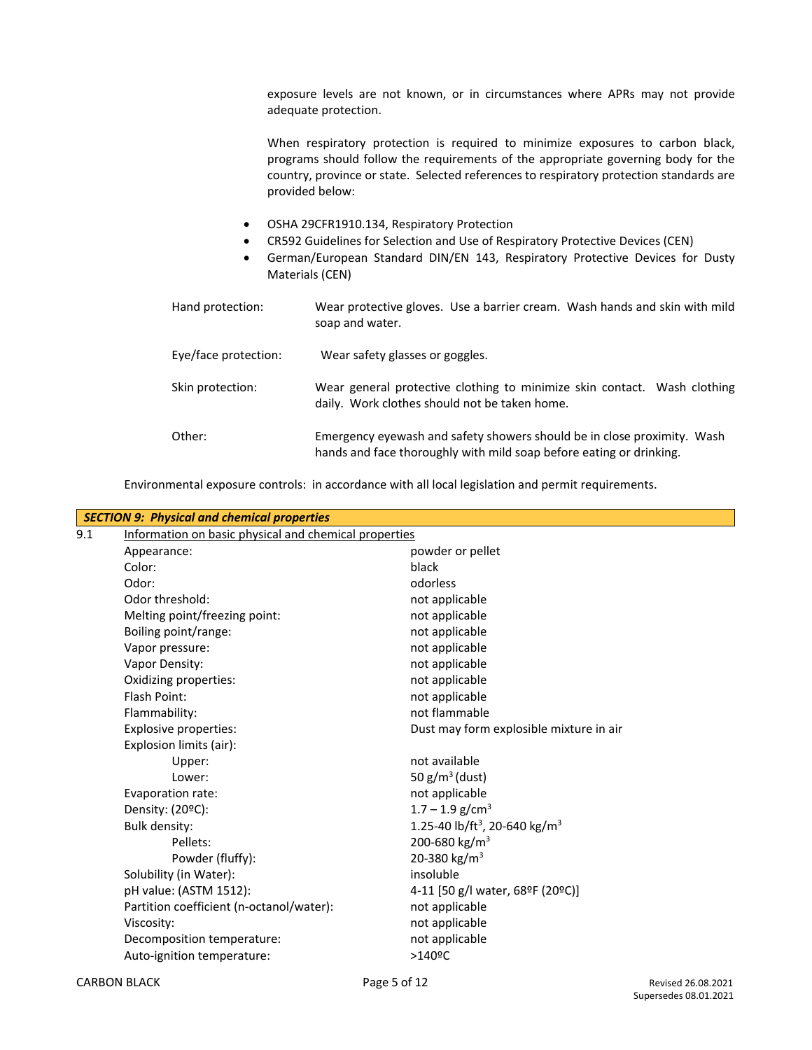exposure levels are not known, or in circumstances where APRs may not provide adequate protection.

When respiratory protection is required to minimize exposures to carbon black, programs should follow the requirements of the appropriate governing body for the country, province or state. Selected references to respiratory protection standards are provided below:

- OSHA 29CFR1910.134, Respiratory Protection
- CR592 Guidelines for Selection and Use of Respiratory Protective Devices (CEN)
- German/European Standard DIN/EN 143, Respiratory Protective Devices for Dusty Materials (CEN)

Hand protection: Wear protective gloves. Use a barrier cream. Wash hands and skin with mild soap and water.

Eye/face protection: Wear safety glasses or goggles.

Skin protection: Wear general protective clothing to minimize skin contact. Wash clothing daily. Work clothes should not be taken home.

Other: Emergency eyewash and safety showers should be in close proximity. Wash hands and face thoroughly with mild soap before eating or drinking.

Environmental exposure controls: in accordance with all local legislation and permit requirements.

## *SECTION 9: Physical and chemical properties*

9.1 Information on basic physical and chemical properties

| Property | Value |
|---|---|
| Appearance: | powder or pellet |
| Color: | black |
| Odor: | odorless |
| Odor threshold: | not applicable |
| Melting point/freezing point: | not applicable |
| Boiling point/range: | not applicable |
| Vapor pressure: | not applicable |
| Vapor Density: | not applicable |
| Oxidizing properties: | not applicable |
| Flash Point: | not applicable |
| Flammability: | not flammable |
| Explosive properties: | Dust may form explosible mixture in air |
| Explosion limits (air): | |
| Upper: | not available |
| Lower: | 50 g/m$^3$ (dust) |
| Evaporation rate: | not applicable |
| Density: (20ºC): | 1.7 – 1.9 g/cm$^3$ |
| Bulk density: | 1.25-40 lb/ft$^3$, 20-640 kg/m$^3$ |
| Pellets: | 200-680 kg/m$^3$ |
| Powder (fluffy): | 20-380 kg/m$^3$ |
| Solubility (in Water): | insoluble |
| pH value: (ASTM 1512): | 4-11 [50 g/l water, 68ºF (20ºC)] |
| Partition coefficient (n-octanol/water): | not applicable |
| Viscosity: | not applicable |
| Decomposition temperature: | not applicable |
| Auto-ignition temperature: | >140ºC |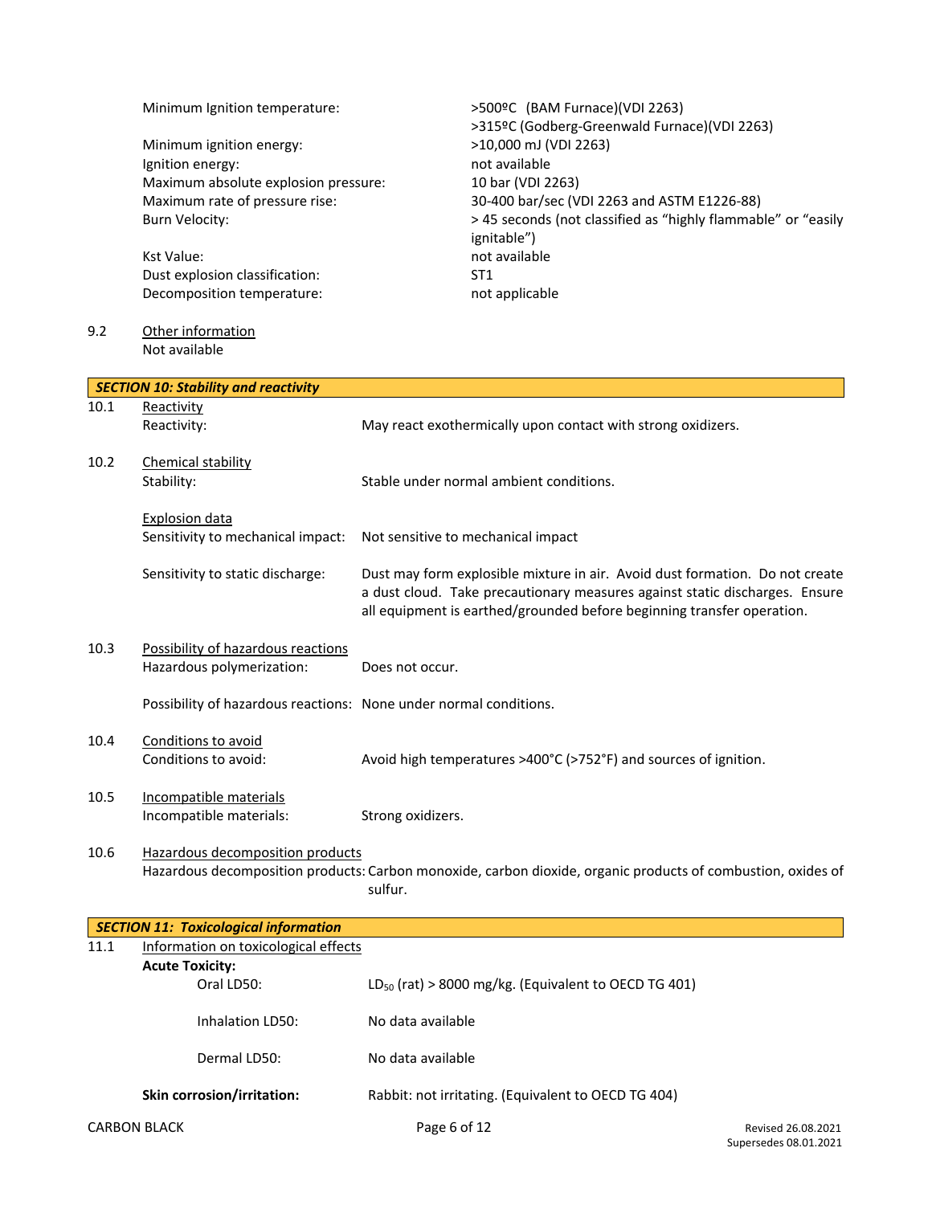| | |
|---|---|
| Minimum Ignition temperature: | >500ºC (BAM Furnace)(VDI 2263)<br>>315ºC (Godberg-Greenwald Furnace)(VDI 2263) |
| Minimum ignition energy: | >10,000 mJ (VDI 2263) |
| Ignition energy: | not available |
| Maximum absolute explosion pressure: | 10 bar (VDI 2263) |
| Maximum rate of pressure rise: | 30-400 bar/sec (VDI 2263 and ASTM E1226-88) |
| Burn Velocity: | > 45 seconds (not classified as "highly flammable" or "easily ignitable") |
| Kst Value: | not available |
| Dust explosion classification: | ST1 |
| Decomposition temperature: | not applicable |

9.2 Other information

Not available

## *SECTION 10: Stability and reactivity*

**10.1 Reactivity**

Reactivity: May react exothermically upon contact with strong oxidizers.

**10.2 Chemical stability**

Stability: Stable under normal ambient conditions.

Explosion data

Sensitivity to mechanical impact: Not sensitive to mechanical impact

Sensitivity to static discharge: Dust may form explosible mixture in air. Avoid dust formation. Do not create a dust cloud. Take precautionary measures against static discharges. Ensure all equipment is earthed/grounded before beginning transfer operation.

**10.3 Possibility of hazardous reactions**

Hazardous polymerization: Does not occur.

Possibility of hazardous reactions: None under normal conditions.

**10.4 Conditions to avoid**

Conditions to avoid: Avoid high temperatures >400°C (>752°F) and sources of ignition.

**10.5 Incompatible materials**

Incompatible materials: Strong oxidizers.

**10.6 Hazardous decomposition products**

Hazardous decomposition products: Carbon monoxide, carbon dioxide, organic products of combustion, oxides of sulfur.

## *SECTION 11: Toxicological information*

**11.1 Information on toxicological effects**

**Acute Toxicity:**

| | |
|---|---|
| Oral LD50: | $LD_{50}$ (rat) > 8000 mg/kg. (Equivalent to OECD TG 401) |
| Inhalation LD50: | No data available |
| Dermal LD50: | No data available |

**Skin corrosion/irritation:** Rabbit: not irritating. (Equivalent to OECD TG 404)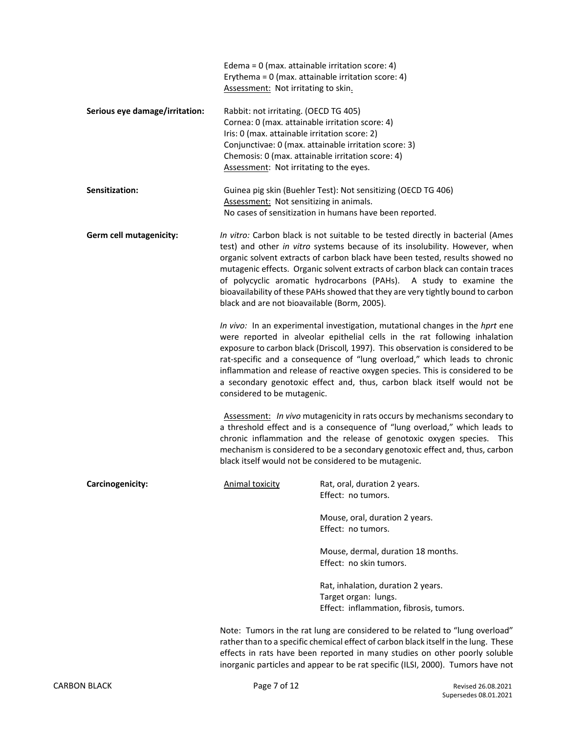Edema = 0 (max. attainable irritation score: 4)
Erythema = 0 (max. attainable irritation score: 4)
Assessment: Not irritating to skin.

**Serious eye damage/irritation:**

Rabbit: not irritating. (OECD TG 405)
Cornea: 0 (max. attainable irritation score: 4)
Iris: 0 (max. attainable irritation score: 2)
Conjunctivae: 0 (max. attainable irritation score: 3)
Chemosis: 0 (max. attainable irritation score: 4)
Assessment: Not irritating to the eyes.

**Sensitization:**

Guinea pig skin (Buehler Test): Not sensitizing (OECD TG 406)
Assessment: Not sensitizing in animals.
No cases of sensitization in humans have been reported.

**Germ cell mutagenicity:**

*In vitro:* Carbon black is not suitable to be tested directly in bacterial (Ames test) and other *in vitro* systems because of its insolubility. However, when organic solvent extracts of carbon black have been tested, results showed no mutagenic effects. Organic solvent extracts of carbon black can contain traces of polycyclic aromatic hydrocarbons (PAHs). A study to examine the bioavailability of these PAHs showed that they are very tightly bound to carbon black and are not bioavailable (Borm, 2005).

*In vivo:* In an experimental investigation, mutational changes in the *hprt* ene were reported in alveolar epithelial cells in the rat following inhalation exposure to carbon black (Driscoll, 1997). This observation is considered to be rat-specific and a consequence of "lung overload," which leads to chronic inflammation and release of reactive oxygen species. This is considered to be a secondary genotoxic effect and, thus, carbon black itself would not be considered to be mutagenic.

Assessment: *In vivo* mutagenicity in rats occurs by mechanisms secondary to a threshold effect and is a consequence of "lung overload," which leads to chronic inflammation and the release of genotoxic oxygen species. This mechanism is considered to be a secondary genotoxic effect and, thus, carbon black itself would not be considered to be mutagenic.

**Carcinogenicity:**

Animal toxicity

Rat, oral, duration 2 years.
Effect: no tumors.

Mouse, oral, duration 2 years.
Effect: no tumors.

Mouse, dermal, duration 18 months.
Effect: no skin tumors.

Rat, inhalation, duration 2 years.
Target organ: lungs.
Effect: inflammation, fibrosis, tumors.

Note: Tumors in the rat lung are considered to be related to "lung overload" rather than to a specific chemical effect of carbon black itself in the lung. These effects in rats have been reported in many studies on other poorly soluble inorganic particles and appear to be rat specific (ILSI, 2000). Tumors have not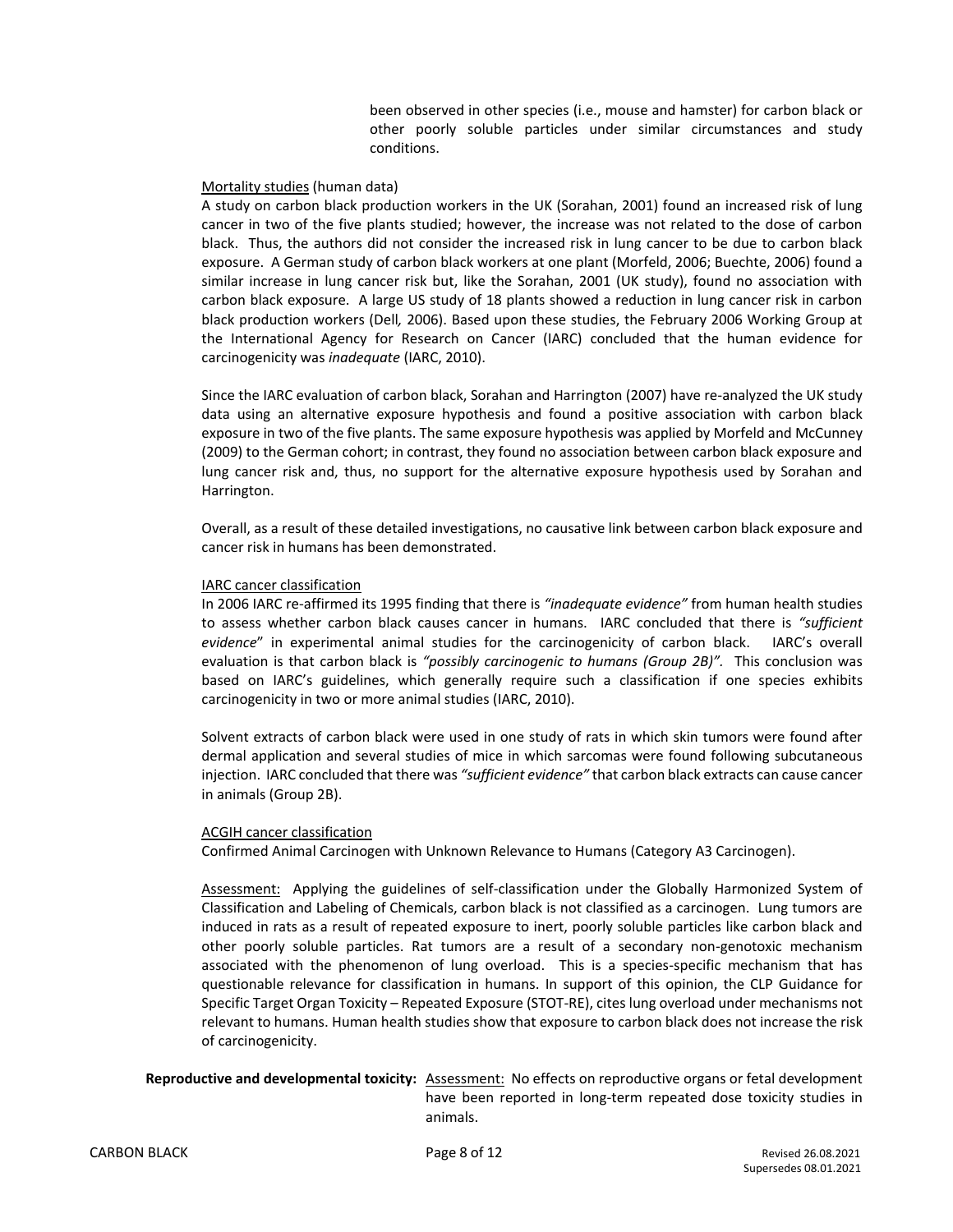been observed in other species (i.e., mouse and hamster) for carbon black or other poorly soluble particles under similar circumstances and study conditions.

Mortality studies (human data)

A study on carbon black production workers in the UK (Sorahan, 2001) found an increased risk of lung cancer in two of the five plants studied; however, the increase was not related to the dose of carbon black. Thus, the authors did not consider the increased risk in lung cancer to be due to carbon black exposure. A German study of carbon black workers at one plant (Morfeld, 2006; Buechte, 2006) found a similar increase in lung cancer risk but, like the Sorahan, 2001 (UK study), found no association with carbon black exposure. A large US study of 18 plants showed a reduction in lung cancer risk in carbon black production workers (Dell*,* 2006). Based upon these studies, the February 2006 Working Group at the International Agency for Research on Cancer (IARC) concluded that the human evidence for carcinogenicity was *inadequate* (IARC, 2010).

Since the IARC evaluation of carbon black, Sorahan and Harrington (2007) have re-analyzed the UK study data using an alternative exposure hypothesis and found a positive association with carbon black exposure in two of the five plants. The same exposure hypothesis was applied by Morfeld and McCunney (2009) to the German cohort; in contrast, they found no association between carbon black exposure and lung cancer risk and, thus, no support for the alternative exposure hypothesis used by Sorahan and Harrington.

Overall, as a result of these detailed investigations, no causative link between carbon black exposure and cancer risk in humans has been demonstrated.

IARC cancer classification

In 2006 IARC re-affirmed its 1995 finding that there is *"inadequate evidence"* from human health studies to assess whether carbon black causes cancer in humans. IARC concluded that there is *"sufficient evidence*" in experimental animal studies for the carcinogenicity of carbon black. IARC's overall evaluation is that carbon black is *"possibly carcinogenic to humans (Group 2B)".* This conclusion was based on IARC's guidelines, which generally require such a classification if one species exhibits carcinogenicity in two or more animal studies (IARC, 2010).

Solvent extracts of carbon black were used in one study of rats in which skin tumors were found after dermal application and several studies of mice in which sarcomas were found following subcutaneous injection. IARC concluded that there was *"sufficient evidence"* that carbon black extracts can cause cancer in animals (Group 2B).

ACGIH cancer classification

Confirmed Animal Carcinogen with Unknown Relevance to Humans (Category A3 Carcinogen).

Assessment: Applying the guidelines of self-classification under the Globally Harmonized System of Classification and Labeling of Chemicals, carbon black is not classified as a carcinogen. Lung tumors are induced in rats as a result of repeated exposure to inert, poorly soluble particles like carbon black and other poorly soluble particles. Rat tumors are a result of a secondary non-genotoxic mechanism associated with the phenomenon of lung overload. This is a species-specific mechanism that has questionable relevance for classification in humans. In support of this opinion, the CLP Guidance for Specific Target Organ Toxicity – Repeated Exposure (STOT-RE), cites lung overload under mechanisms not relevant to humans. Human health studies show that exposure to carbon black does not increase the risk of carcinogenicity.

**Reproductive and developmental toxicity:** Assessment: No effects on reproductive organs or fetal development have been reported in long-term repeated dose toxicity studies in animals.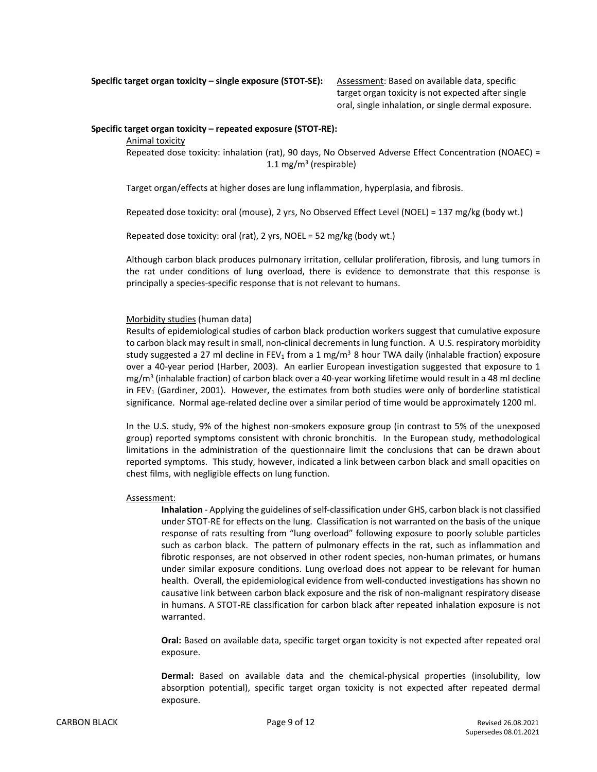**Specific target organ toxicity – single exposure (STOT-SE):** Assessment: Based on available data, specific target organ toxicity is not expected after single oral, single inhalation, or single dermal exposure.

**Specific target organ toxicity – repeated exposure (STOT-RE):**

Animal toxicity

Repeated dose toxicity: inhalation (rat), 90 days, No Observed Adverse Effect Concentration (NOAEC) = 1.1 mg/m$^3$ (respirable)

Target organ/effects at higher doses are lung inflammation, hyperplasia, and fibrosis.

Repeated dose toxicity: oral (mouse), 2 yrs, No Observed Effect Level (NOEL) = 137 mg/kg (body wt.)

Repeated dose toxicity: oral (rat), 2 yrs, NOEL = 52 mg/kg (body wt.)

Although carbon black produces pulmonary irritation, cellular proliferation, fibrosis, and lung tumors in the rat under conditions of lung overload, there is evidence to demonstrate that this response is principally a species-specific response that is not relevant to humans.

Morbidity studies (human data)

Results of epidemiological studies of carbon black production workers suggest that cumulative exposure to carbon black may result in small, non-clinical decrements in lung function. A U.S. respiratory morbidity study suggested a 27 ml decline in $FEV_1$ from a 1 mg/m$^3$ 8 hour TWA daily (inhalable fraction) exposure over a 40-year period (Harber, 2003). An earlier European investigation suggested that exposure to 1 mg/m$^3$ (inhalable fraction) of carbon black over a 40-year working lifetime would result in a 48 ml decline in $FEV_1$ (Gardiner, 2001). However, the estimates from both studies were only of borderline statistical significance. Normal age-related decline over a similar period of time would be approximately 1200 ml.

In the U.S. study, 9% of the highest non-smokers exposure group (in contrast to 5% of the unexposed group) reported symptoms consistent with chronic bronchitis. In the European study, methodological limitations in the administration of the questionnaire limit the conclusions that can be drawn about reported symptoms. This study, however, indicated a link between carbon black and small opacities on chest films, with negligible effects on lung function.

Assessment:

**Inhalation** - Applying the guidelines of self-classification under GHS, carbon black is not classified under STOT-RE for effects on the lung. Classification is not warranted on the basis of the unique response of rats resulting from "lung overload" following exposure to poorly soluble particles such as carbon black. The pattern of pulmonary effects in the rat, such as inflammation and fibrotic responses, are not observed in other rodent species, non-human primates, or humans under similar exposure conditions. Lung overload does not appear to be relevant for human health. Overall, the epidemiological evidence from well-conducted investigations has shown no causative link between carbon black exposure and the risk of non-malignant respiratory disease in humans. A STOT-RE classification for carbon black after repeated inhalation exposure is not warranted.

**Oral:** Based on available data, specific target organ toxicity is not expected after repeated oral exposure.

**Dermal:** Based on available data and the chemical-physical properties (insolubility, low absorption potential), specific target organ toxicity is not expected after repeated dermal exposure.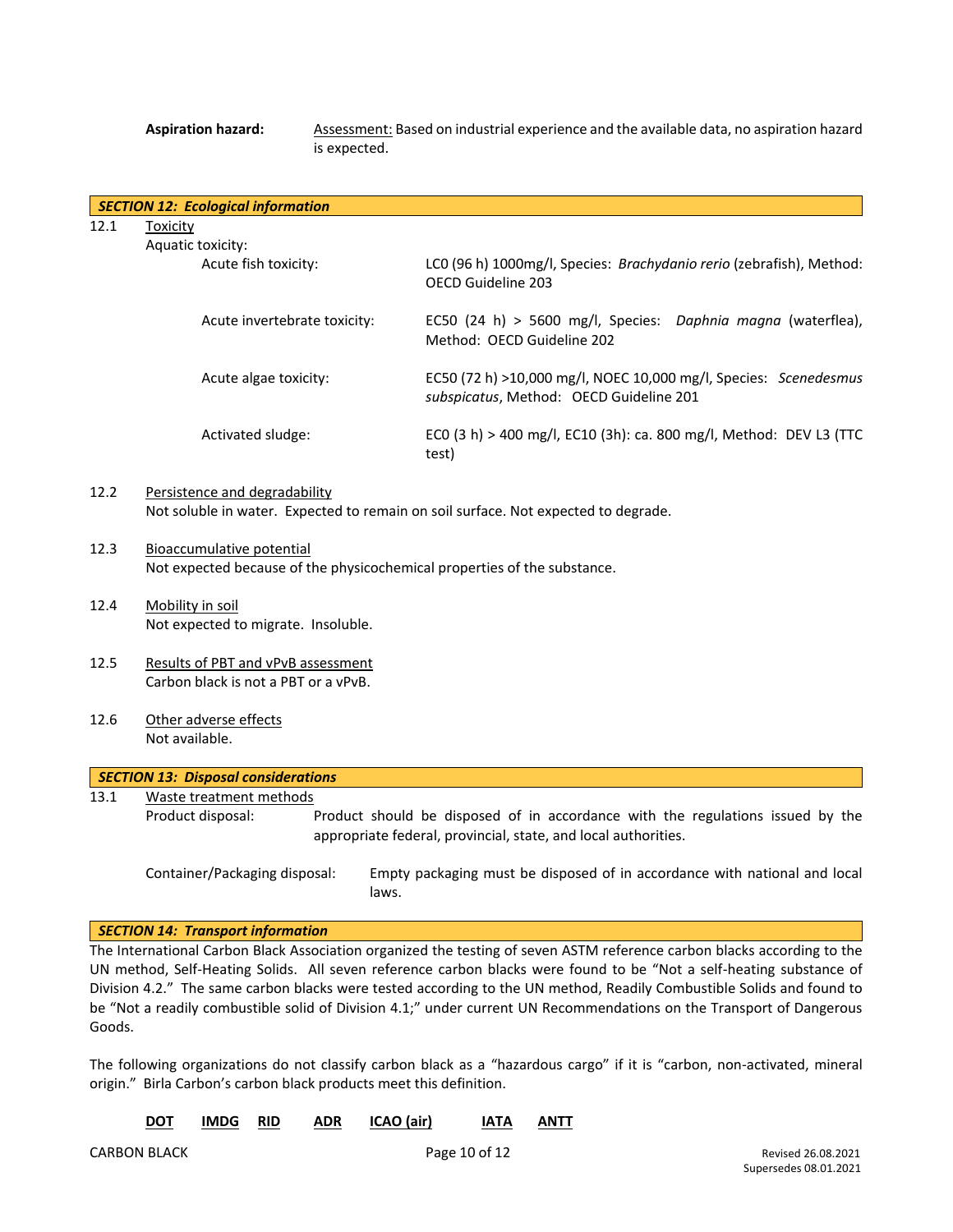**Aspiration hazard:** Assessment: Based on industrial experience and the available data, no aspiration hazard is expected.

## *SECTION 12: Ecological information*

12.1 Toxicity

Aquatic toxicity:

| | |
|---|---|
| Acute fish toxicity: | LC0 (96 h) 1000mg/l, Species: *Brachydanio rerio* (zebrafish), Method: OECD Guideline 203 |
| Acute invertebrate toxicity: | EC50 (24 h) > 5600 mg/l, Species: *Daphnia magna* (waterflea), Method: OECD Guideline 202 |
| Acute algae toxicity: | EC50 (72 h) >10,000 mg/l, NOEC 10,000 mg/l, Species: *Scenedesmus subspicatus*, Method: OECD Guideline 201 |
| Activated sludge: | EC0 (3 h) > 400 mg/l, EC10 (3h): ca. 800 mg/l, Method: DEV L3 (TTC test) |

12.2 Persistence and degradability

Not soluble in water. Expected to remain on soil surface. Not expected to degrade.

12.3 Bioaccumulative potential

Not expected because of the physicochemical properties of the substance.

12.4 Mobility in soil

Not expected to migrate. Insoluble.

12.5 Results of PBT and vPvB assessment

Carbon black is not a PBT or a vPvB.

12.6 Other adverse effects

Not available.

## *SECTION 13: Disposal considerations*

13.1 Waste treatment methods

Product disposal: Product should be disposed of in accordance with the regulations issued by the appropriate federal, provincial, state, and local authorities.

Container/Packaging disposal: Empty packaging must be disposed of in accordance with national and local laws.

## *SECTION 14: Transport information*

The International Carbon Black Association organized the testing of seven ASTM reference carbon blacks according to the UN method, Self-Heating Solids. All seven reference carbon blacks were found to be "Not a self-heating substance of Division 4.2." The same carbon blacks were tested according to the UN method, Readily Combustible Solids and found to be "Not a readily combustible solid of Division 4.1;" under current UN Recommendations on the Transport of Dangerous Goods.

The following organizations do not classify carbon black as a "hazardous cargo" if it is "carbon, non-activated, mineral origin." Birla Carbon's carbon black products meet this definition.

**DOT** **IMDG** **RID** **ADR** **ICAO (air)** **IATA** **ANTT**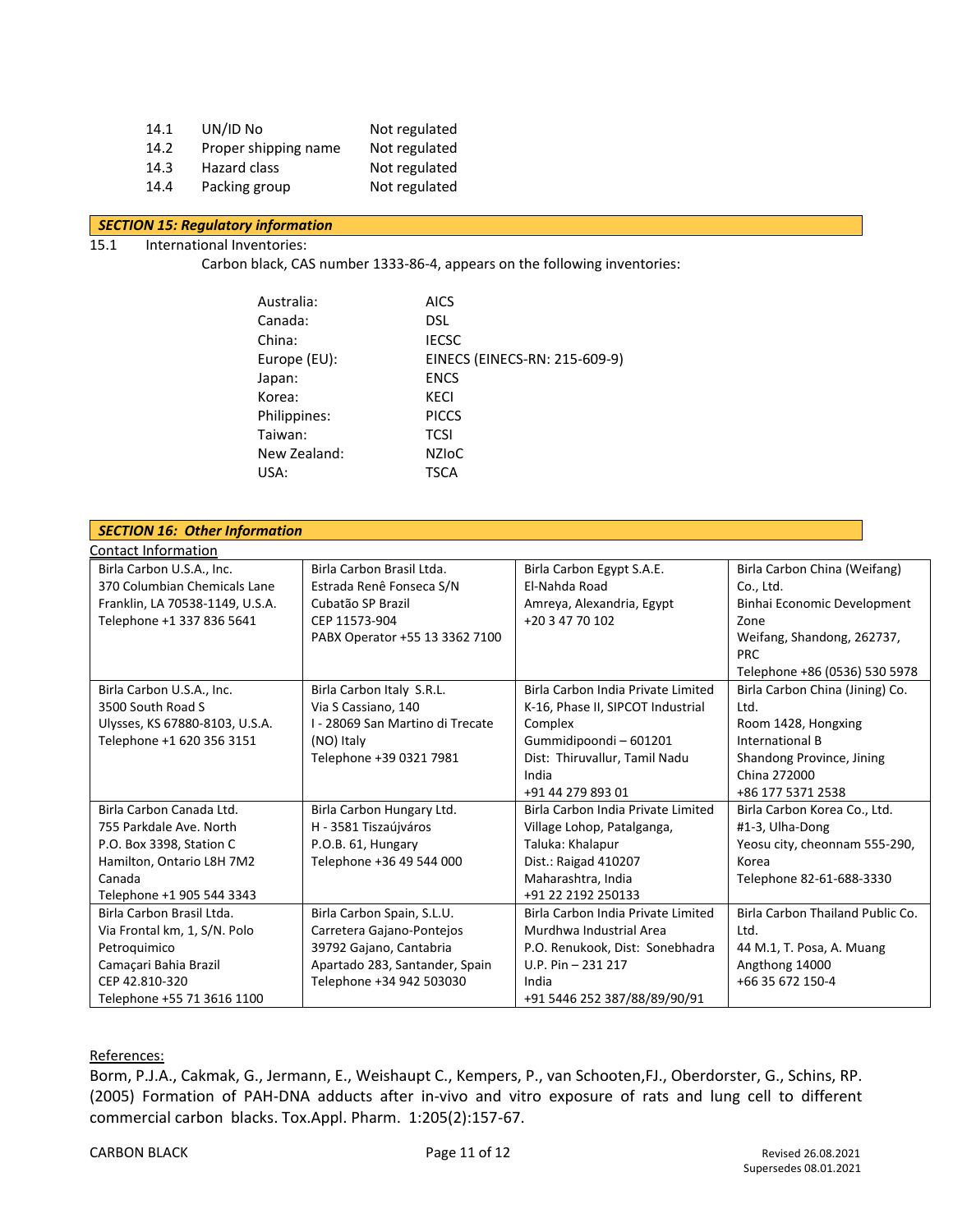| | | |
|---|---|---|
| 14.1 | UN/ID No | Not regulated |
| 14.2 | Proper shipping name | Not regulated |
| 14.3 | Hazard class | Not regulated |
| 14.4 | Packing group | Not regulated |

## ***SECTION 15: Regulatory information***

15.1 International Inventories:

Carbon black, CAS number 1333-86-4, appears on the following inventories:

| | |
|---|---|
| Australia: | AICS |
| Canada: | DSL |
| China: | IECSC |
| Europe (EU): | EINECS (EINECS-RN: 215-609-9) |
| Japan: | ENCS |
| Korea: | KECI |
| Philippines: | PICCS |
| Taiwan: | TCSI |
| New Zealand: | NZIoC |
| USA: | TSCA |

## ***SECTION 16: Other Information***

Contact Information

| | | | |
|---|---|---|---|
| Birla Carbon U.S.A., Inc.<br>370 Columbian Chemicals Lane<br>Franklin, LA 70538-1149, U.S.A.<br>Telephone +1 337 836 5641 | Birla Carbon Brasil Ltda.<br>Estrada Renê Fonseca S/N<br>Cubatão SP Brazil<br>CEP 11573-904<br>PABX Operator +55 13 3362 7100 | Birla Carbon Egypt S.A.E.<br>El-Nahda Road<br>Amreya, Alexandria, Egypt<br>+20 3 47 70 102 | Birla Carbon China (Weifang) Co., Ltd.<br>Binhai Economic Development Zone<br>Weifang, Shandong, 262737, PRC<br>Telephone +86 (0536) 530 5978 |
| Birla Carbon U.S.A., Inc.<br>3500 South Road S<br>Ulysses, KS 67880-8103, U.S.A.<br>Telephone +1 620 356 3151 | Birla Carbon Italy S.R.L.<br>Via S Cassiano, 140<br>I - 28069 San Martino di Trecate (NO) Italy<br>Telephone +39 0321 7981 | Birla Carbon India Private Limited<br>K-16, Phase II, SIPCOT Industrial Complex<br>Gummidipoondi – 601201<br>Dist: Thiruvallur, Tamil Nadu India<br>+91 44 279 893 01 | Birla Carbon China (Jining) Co. Ltd.<br>Room 1428, Hongxing International B<br>Shandong Province, Jining China 272000<br>+86 177 5371 2538 |
| Birla Carbon Canada Ltd.<br>755 Parkdale Ave. North<br>P.O. Box 3398, Station C<br>Hamilton, Ontario L8H 7M2 Canada<br>Telephone +1 905 544 3343 | Birla Carbon Hungary Ltd.<br>H - 3581 Tiszaújváros<br>P.O.B. 61, Hungary<br>Telephone +36 49 544 000 | Birla Carbon India Private Limited<br>Village Lohop, Patalganga,<br>Taluka: Khalapur<br>Dist.: Raigad 410207<br>Maharashtra, India<br>+91 22 2192 250133 | Birla Carbon Korea Co., Ltd.<br>#1-3, Ulha-Dong<br>Yeosu city, cheonnam 555-290, Korea<br>Telephone 82-61-688-3330 |
| Birla Carbon Brasil Ltda.<br>Via Frontal km, 1, S/N. Polo Petroquimico<br>Camaçari Bahia Brazil<br>CEP 42.810-320<br>Telephone +55 71 3616 1100 | Birla Carbon Spain, S.L.U.<br>Carretera Gajano-Pontejos<br>39792 Gajano, Cantabria<br>Apartado 283, Santander, Spain<br>Telephone +34 942 503030 | Birla Carbon India Private Limited<br>Murdhwa Industrial Area<br>P.O. Renukook, Dist: Sonebhadra<br>U.P. Pin – 231 217<br>India<br>+91 5446 252 387/88/89/90/91 | Birla Carbon Thailand Public Co. Ltd.<br>44 M.1, T. Posa, A. Muang<br>Angthong 14000<br>+66 35 672 150-4 |

References:

Borm, P.J.A., Cakmak, G., Jermann, E., Weishaupt C., Kempers, P., van Schooten,FJ., Oberdorster, G., Schins, RP. (2005) Formation of PAH-DNA adducts after in-vivo and vitro exposure of rats and lung cell to different commercial carbon blacks. Tox.Appl. Pharm. 1:205(2):157-67.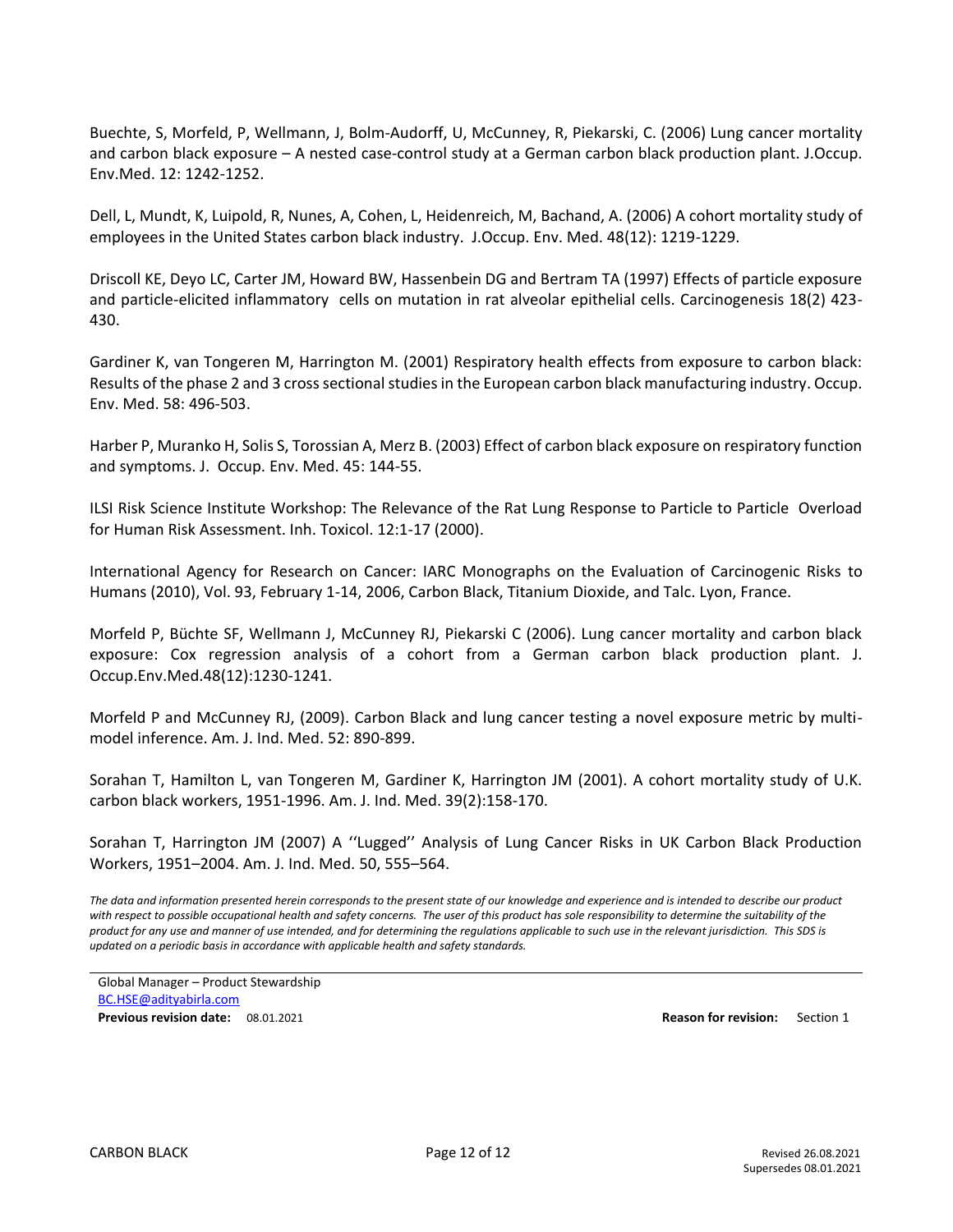Buechte, S, Morfeld, P, Wellmann, J, Bolm-Audorff, U, McCunney, R, Piekarski, C. (2006) Lung cancer mortality and carbon black exposure – A nested case-control study at a German carbon black production plant. J.Occup. Env.Med. 12: 1242-1252.

Dell, L, Mundt, K, Luipold, R, Nunes, A, Cohen, L, Heidenreich, M, Bachand, A. (2006) A cohort mortality study of employees in the United States carbon black industry. J.Occup. Env. Med. 48(12): 1219-1229.

Driscoll KE, Deyo LC, Carter JM, Howard BW, Hassenbein DG and Bertram TA (1997) Effects of particle exposure and particle-elicited inflammatory cells on mutation in rat alveolar epithelial cells. Carcinogenesis 18(2) 423-430.

Gardiner K, van Tongeren M, Harrington M. (2001) Respiratory health effects from exposure to carbon black: Results of the phase 2 and 3 cross sectional studies in the European carbon black manufacturing industry. Occup. Env. Med. 58: 496-503.

Harber P, Muranko H, Solis S, Torossian A, Merz B. (2003) Effect of carbon black exposure on respiratory function and symptoms. J. Occup. Env. Med. 45: 144-55.

ILSI Risk Science Institute Workshop: The Relevance of the Rat Lung Response to Particle to Particle Overload for Human Risk Assessment. Inh. Toxicol. 12:1-17 (2000).

International Agency for Research on Cancer: IARC Monographs on the Evaluation of Carcinogenic Risks to Humans (2010), Vol. 93, February 1-14, 2006, Carbon Black, Titanium Dioxide, and Talc. Lyon, France.

Morfeld P, Büchte SF, Wellmann J, McCunney RJ, Piekarski C (2006). Lung cancer mortality and carbon black exposure: Cox regression analysis of a cohort from a German carbon black production plant. J. Occup.Env.Med.48(12):1230-1241.

Morfeld P and McCunney RJ, (2009). Carbon Black and lung cancer testing a novel exposure metric by multi-model inference. Am. J. Ind. Med. 52: 890-899.

Sorahan T, Hamilton L, van Tongeren M, Gardiner K, Harrington JM (2001). A cohort mortality study of U.K. carbon black workers, 1951-1996. Am. J. Ind. Med. 39(2):158-170.

Sorahan T, Harrington JM (2007) A ''Lugged'' Analysis of Lung Cancer Risks in UK Carbon Black Production Workers, 1951–2004. Am. J. Ind. Med. 50, 555–564.

*The data and information presented herein corresponds to the present state of our knowledge and experience and is intended to describe our product with respect to possible occupational health and safety concerns. The user of this product has sole responsibility to determine the suitability of the product for any use and manner of use intended, and for determining the regulations applicable to such use in the relevant jurisdiction. This SDS is updated on a periodic basis in accordance with applicable health and safety standards.*

Global Manager – Product Stewardship
BC.HSE@adityabirla.com
**Previous revision date:** 08.01.2021 **Reason for revision:** Section 1